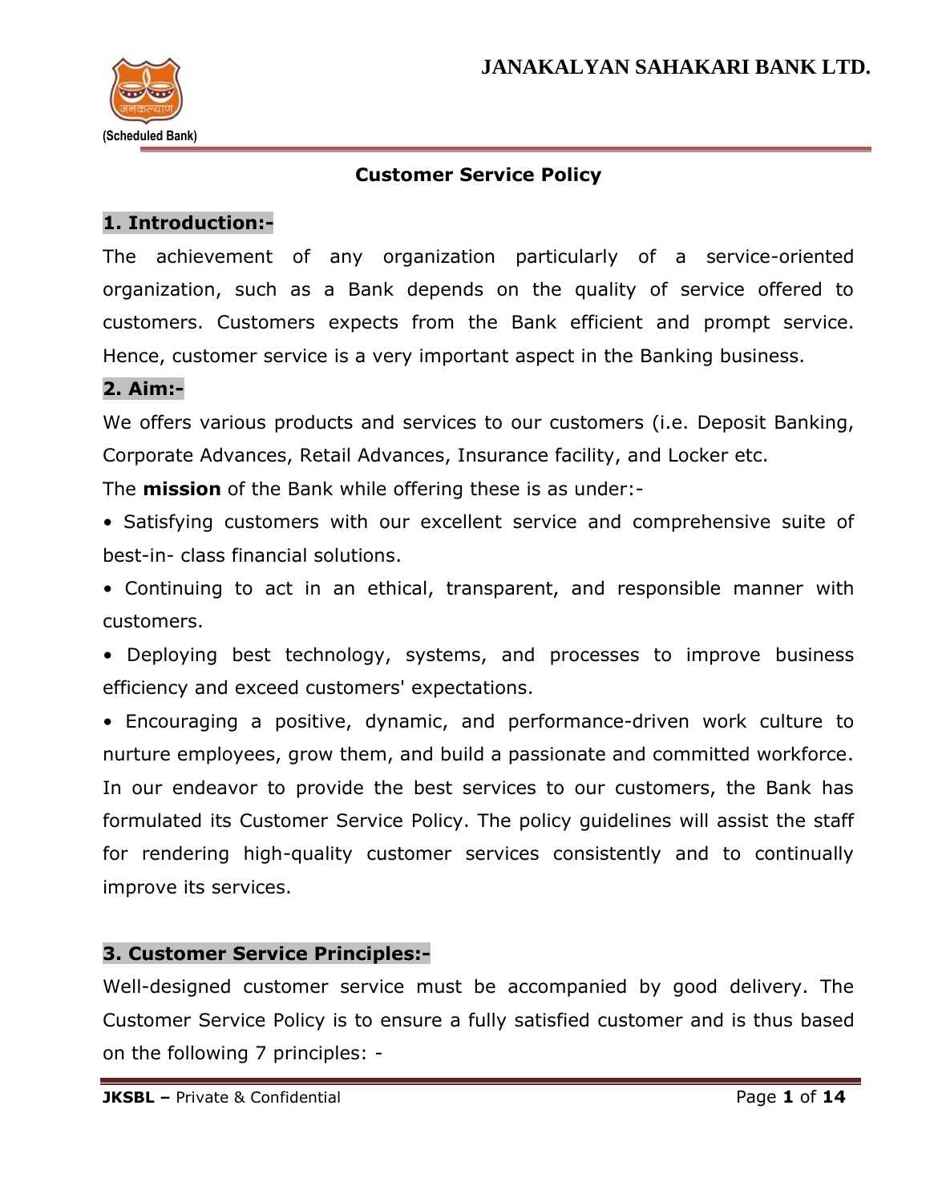# Customer Service Policy

## 1. Introduction:-

The achievement of any organization particularly of a service-oriented organization, such as a Bank depends on the quality of service offered to customers. Customers expects from the Bank efficient and prompt service. Hence, customer service is a very important aspect in the Banking business.

## 2. Aim:-

We offers various products and services to our customers (i.e. Deposit Banking, Corporate Advances, Retail Advances, Insurance facility, and Locker etc.

The **mission** of the Bank while offering these is as under:-

- Satisfying customers with our excellent service and comprehensive suite of best-in- class financial solutions.
- Continuing to act in an ethical, transparent, and responsible manner with customers.
- Deploying best technology, systems, and processes to improve business efficiency and exceed customers' expectations.
- Encouraging a positive, dynamic, and performance-driven work culture to nurture employees, grow them, and build a passionate and committed workforce.

In our endeavor to provide the best services to our customers, the Bank has formulated its Customer Service Policy. The policy guidelines will assist the staff for rendering high-quality customer services consistently and to continually improve its services.

## 3. Customer Service Principles:-

Well-designed customer service must be accompanied by good delivery. The Customer Service Policy is to ensure a fully satisfied customer and is thus based on the following 7 principles: -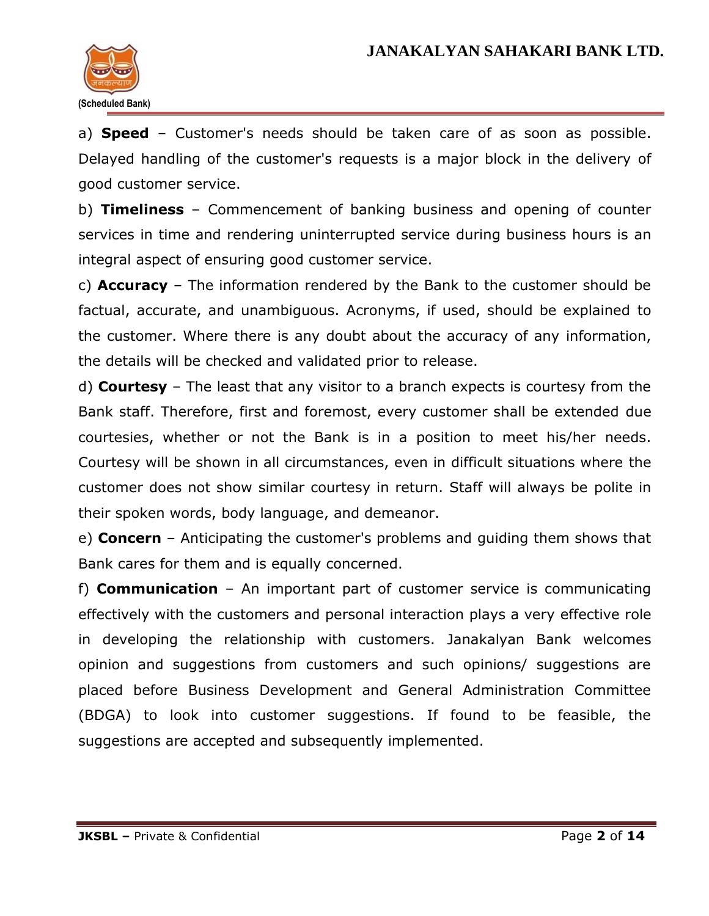a) **Speed** – Customer's needs should be taken care of as soon as possible. Delayed handling of the customer's requests is a major block in the delivery of good customer service.

b) **Timeliness** – Commencement of banking business and opening of counter services in time and rendering uninterrupted service during business hours is an integral aspect of ensuring good customer service.

c) **Accuracy** – The information rendered by the Bank to the customer should be factual, accurate, and unambiguous. Acronyms, if used, should be explained to the customer. Where there is any doubt about the accuracy of any information, the details will be checked and validated prior to release.

d) **Courtesy** – The least that any visitor to a branch expects is courtesy from the Bank staff. Therefore, first and foremost, every customer shall be extended due courtesies, whether or not the Bank is in a position to meet his/her needs. Courtesy will be shown in all circumstances, even in difficult situations where the customer does not show similar courtesy in return. Staff will always be polite in their spoken words, body language, and demeanor.

e) **Concern** – Anticipating the customer's problems and guiding them shows that Bank cares for them and is equally concerned.

f) **Communication** – An important part of customer service is communicating effectively with the customers and personal interaction plays a very effective role in developing the relationship with customers. Janakalyan Bank welcomes opinion and suggestions from customers and such opinions/ suggestions are placed before Business Development and General Administration Committee (BDGA) to look into customer suggestions. If found to be feasible, the suggestions are accepted and subsequently implemented.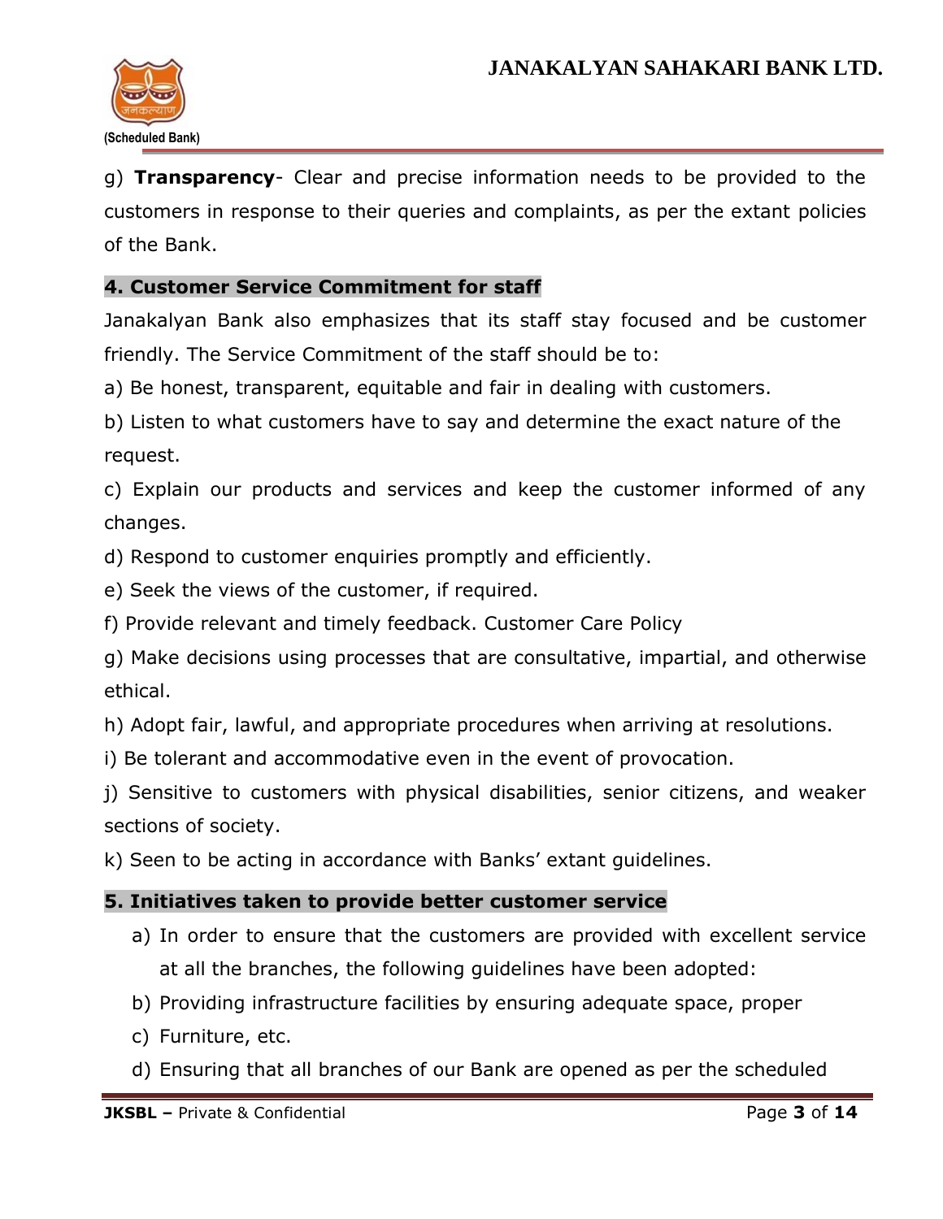g) **Transparency**- Clear and precise information needs to be provided to the customers in response to their queries and complaints, as per the extant policies of the Bank.

## 4. Customer Service Commitment for staff

Janakalyan Bank also emphasizes that its staff stay focused and be customer friendly. The Service Commitment of the staff should be to:

a) Be honest, transparent, equitable and fair in dealing with customers.

b) Listen to what customers have to say and determine the exact nature of the request.

c) Explain our products and services and keep the customer informed of any changes.

d) Respond to customer enquiries promptly and efficiently.

e) Seek the views of the customer, if required.

f) Provide relevant and timely feedback. Customer Care Policy

g) Make decisions using processes that are consultative, impartial, and otherwise ethical.

h) Adopt fair, lawful, and appropriate procedures when arriving at resolutions.

i) Be tolerant and accommodative even in the event of provocation.

j) Sensitive to customers with physical disabilities, senior citizens, and weaker sections of society.

k) Seen to be acting in accordance with Banks' extant guidelines.

## 5. Initiatives taken to provide better customer service

a) In order to ensure that the customers are provided with excellent service at all the branches, the following guidelines have been adopted:
b) Providing infrastructure facilities by ensuring adequate space, proper
c) Furniture, etc.
d) Ensuring that all branches of our Bank are opened as per the scheduled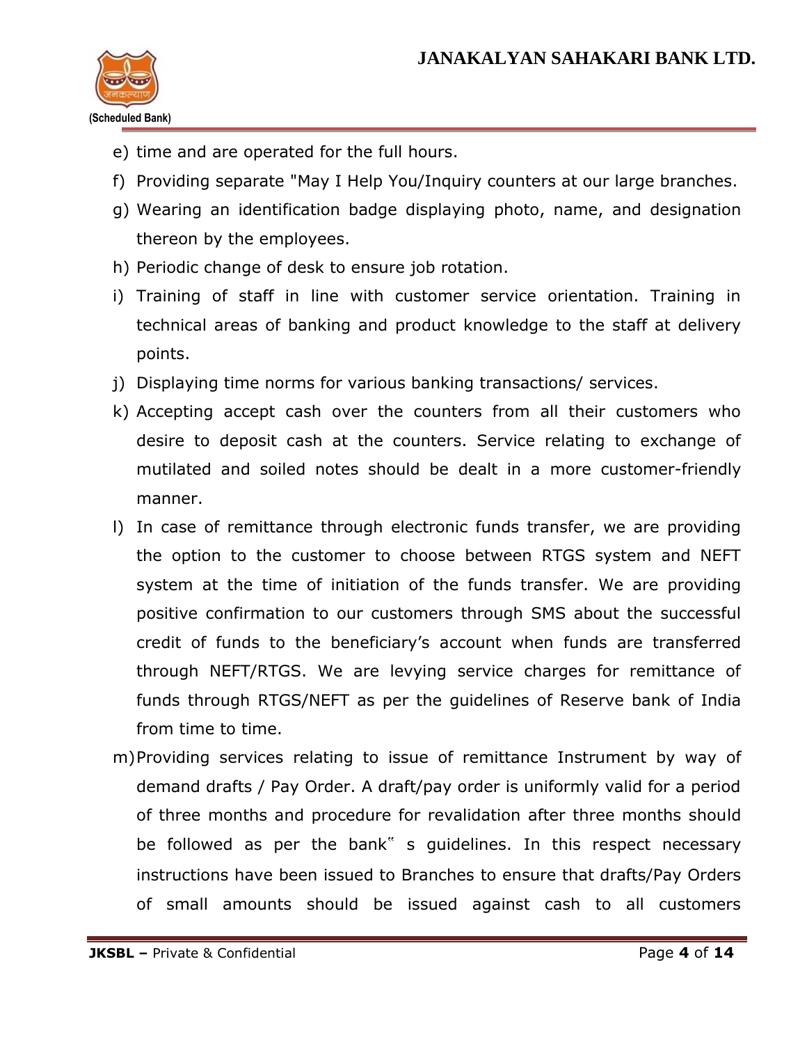e) time and are operated for the full hours.

f) Providing separate "May I Help You/Inquiry counters at our large branches.

g) Wearing an identification badge displaying photo, name, and designation thereon by the employees.

h) Periodic change of desk to ensure job rotation.

i) Training of staff in line with customer service orientation. Training in technical areas of banking and product knowledge to the staff at delivery points.

j) Displaying time norms for various banking transactions/ services.

k) Accepting accept cash over the counters from all their customers who desire to deposit cash at the counters. Service relating to exchange of mutilated and soiled notes should be dealt in a more customer-friendly manner.

l) In case of remittance through electronic funds transfer, we are providing the option to the customer to choose between RTGS system and NEFT system at the time of initiation of the funds transfer. We are providing positive confirmation to our customers through SMS about the successful credit of funds to the beneficiary's account when funds are transferred through NEFT/RTGS. We are levying service charges for remittance of funds through RTGS/NEFT as per the guidelines of Reserve bank of India from time to time.

m) Providing services relating to issue of remittance Instrument by way of demand drafts / Pay Order. A draft/pay order is uniformly valid for a period of three months and procedure for revalidation after three months should be followed as per the bank" s guidelines. In this respect necessary instructions have been issued to Branches to ensure that drafts/Pay Orders of small amounts should be issued against cash to all customers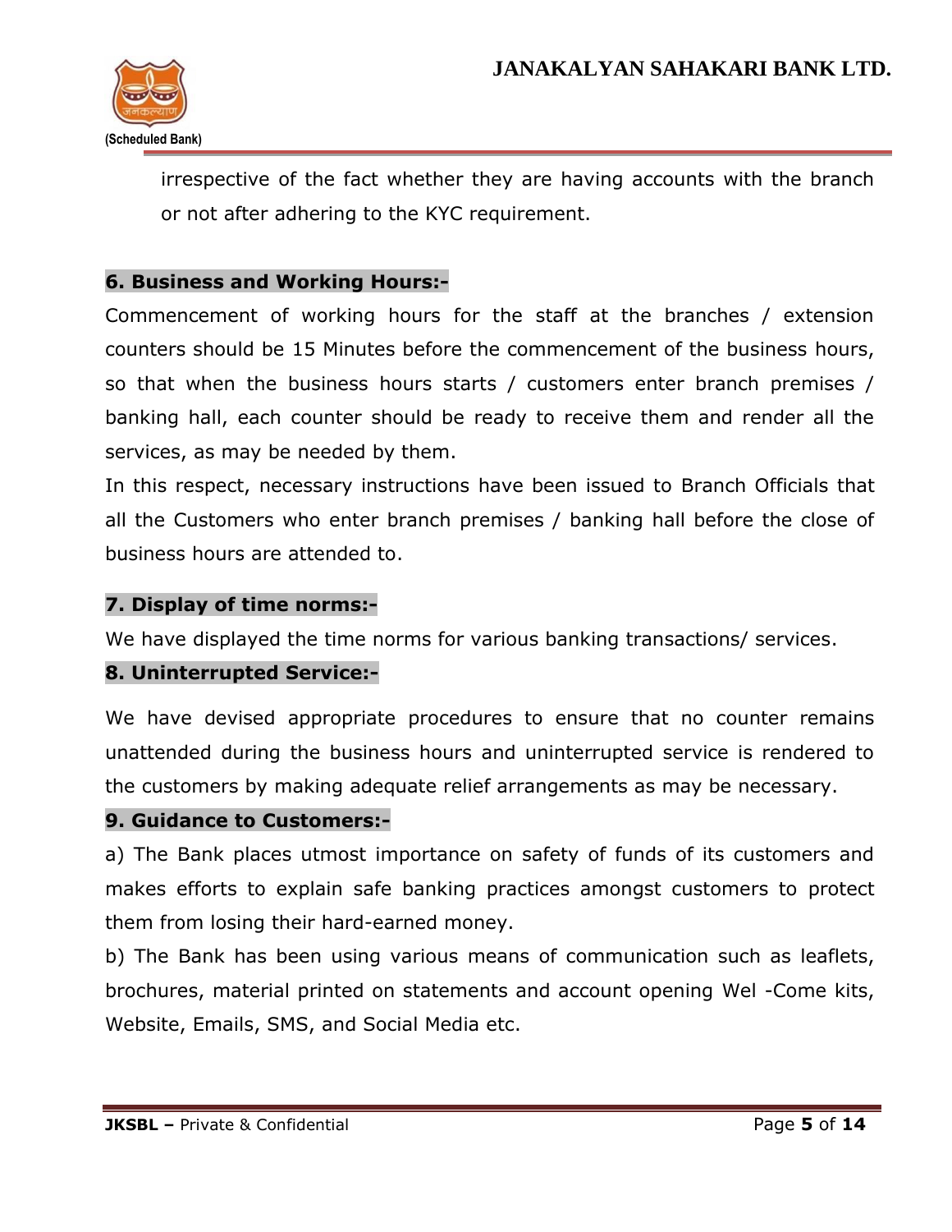irrespective of the fact whether they are having accounts with the branch or not after adhering to the KYC requirement.

### 6. Business and Working Hours:-

Commencement of working hours for the staff at the branches / extension counters should be 15 Minutes before the commencement of the business hours, so that when the business hours starts / customers enter branch premises / banking hall, each counter should be ready to receive them and render all the services, as may be needed by them.

In this respect, necessary instructions have been issued to Branch Officials that all the Customers who enter branch premises / banking hall before the close of business hours are attended to.

### 7. Display of time norms:-

We have displayed the time norms for various banking transactions/ services.

### 8. Uninterrupted Service:-

We have devised appropriate procedures to ensure that no counter remains unattended during the business hours and uninterrupted service is rendered to the customers by making adequate relief arrangements as may be necessary.

### 9. Guidance to Customers:-

a) The Bank places utmost importance on safety of funds of its customers and makes efforts to explain safe banking practices amongst customers to protect them from losing their hard-earned money.

b) The Bank has been using various means of communication such as leaflets, brochures, material printed on statements and account opening Wel -Come kits, Website, Emails, SMS, and Social Media etc.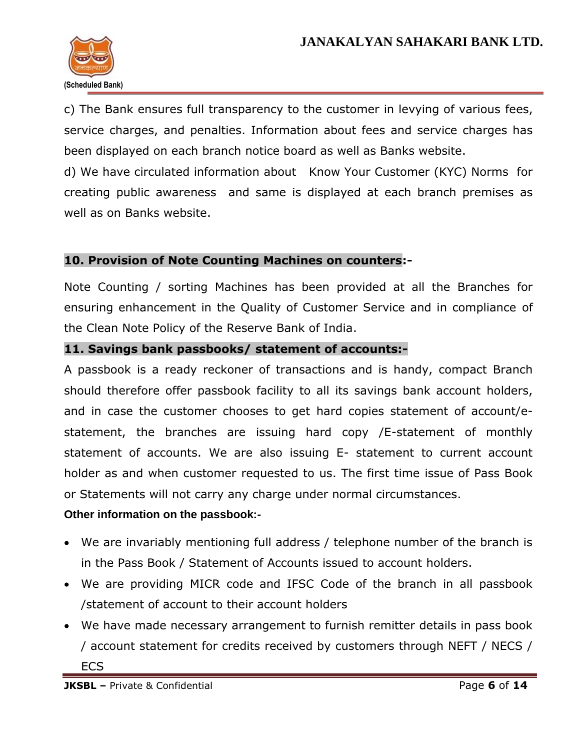c) The Bank ensures full transparency to the customer in levying of various fees, service charges, and penalties. Information about fees and service charges has been displayed on each branch notice board as well as Banks website.

d) We have circulated information about Know Your Customer (KYC) Norms for creating public awareness and same is displayed at each branch premises as well as on Banks website.

## 10. Provision of Note Counting Machines on counters:-

Note Counting / sorting Machines has been provided at all the Branches for ensuring enhancement in the Quality of Customer Service and in compliance of the Clean Note Policy of the Reserve Bank of India.

## 11. Savings bank passbooks/ statement of accounts:-

A passbook is a ready reckoner of transactions and is handy, compact Branch should therefore offer passbook facility to all its savings bank account holders, and in case the customer chooses to get hard copies statement of account/e-statement, the branches are issuing hard copy /E-statement of monthly statement of accounts. We are also issuing E- statement to current account holder as and when customer requested to us. The first time issue of Pass Book or Statements will not carry any charge under normal circumstances.

**Other information on the passbook:-**

- We are invariably mentioning full address / telephone number of the branch is in the Pass Book / Statement of Accounts issued to account holders.
- We are providing MICR code and IFSC Code of the branch in all passbook /statement of account to their account holders
- We have made necessary arrangement to furnish remitter details in pass book / account statement for credits received by customers through NEFT / NECS / ECS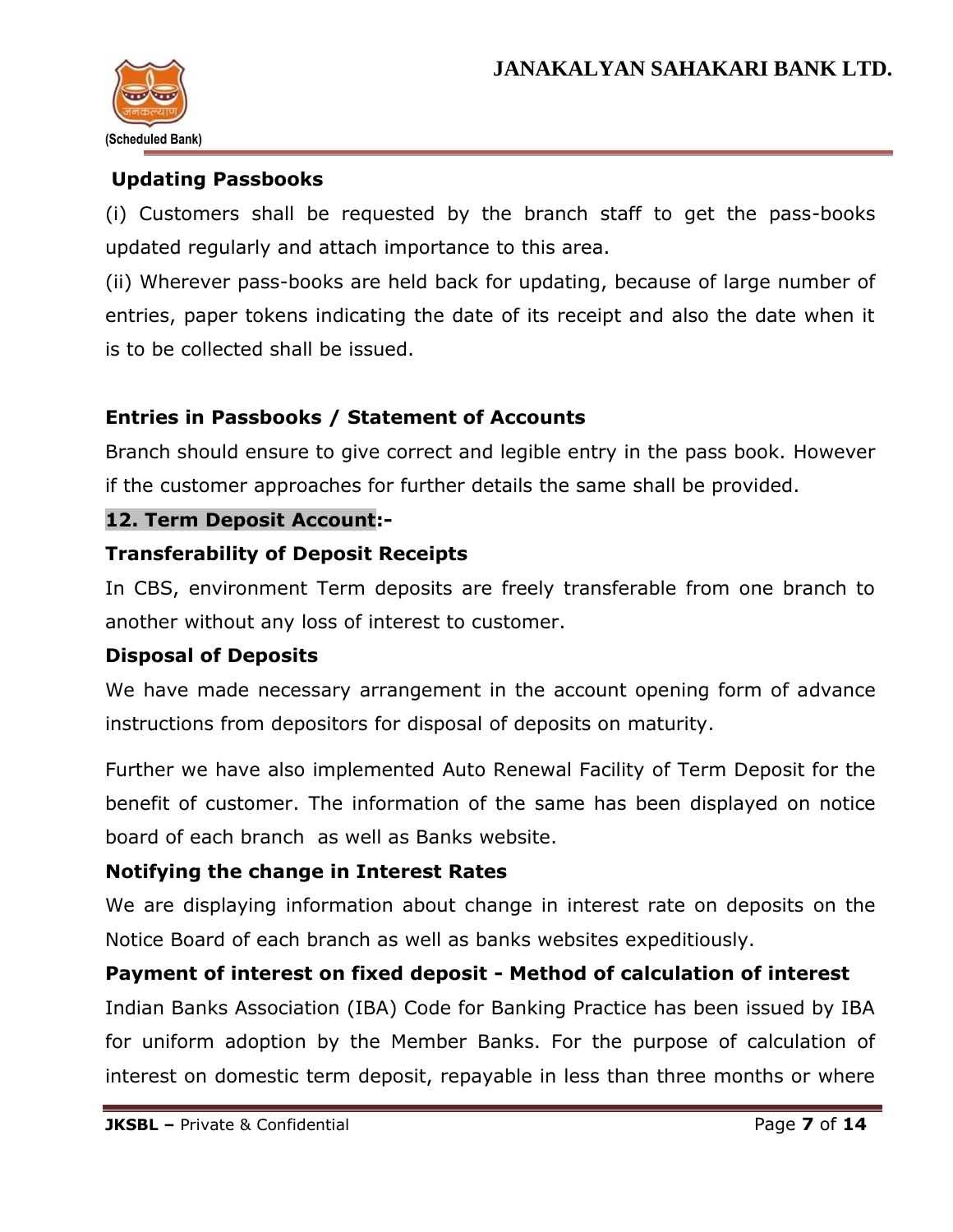**Updating Passbooks**

(i) Customers shall be requested by the branch staff to get the pass-books updated regularly and attach importance to this area.

(ii) Wherever pass-books are held back for updating, because of large number of entries, paper tokens indicating the date of its receipt and also the date when it is to be collected shall be issued.

**Entries in Passbooks / Statement of Accounts**

Branch should ensure to give correct and legible entry in the pass book. However if the customer approaches for further details the same shall be provided.

## 12. Term Deposit Account:-

**Transferability of Deposit Receipts**

In CBS, environment Term deposits are freely transferable from one branch to another without any loss of interest to customer.

**Disposal of Deposits**

We have made necessary arrangement in the account opening form of advance instructions from depositors for disposal of deposits on maturity.

Further we have also implemented Auto Renewal Facility of Term Deposit for the benefit of customer. The information of the same has been displayed on notice board of each branch as well as Banks website.

**Notifying the change in Interest Rates**

We are displaying information about change in interest rate on deposits on the Notice Board of each branch as well as banks websites expeditiously.

**Payment of interest on fixed deposit - Method of calculation of interest**

Indian Banks Association (IBA) Code for Banking Practice has been issued by IBA for uniform adoption by the Member Banks. For the purpose of calculation of interest on domestic term deposit, repayable in less than three months or where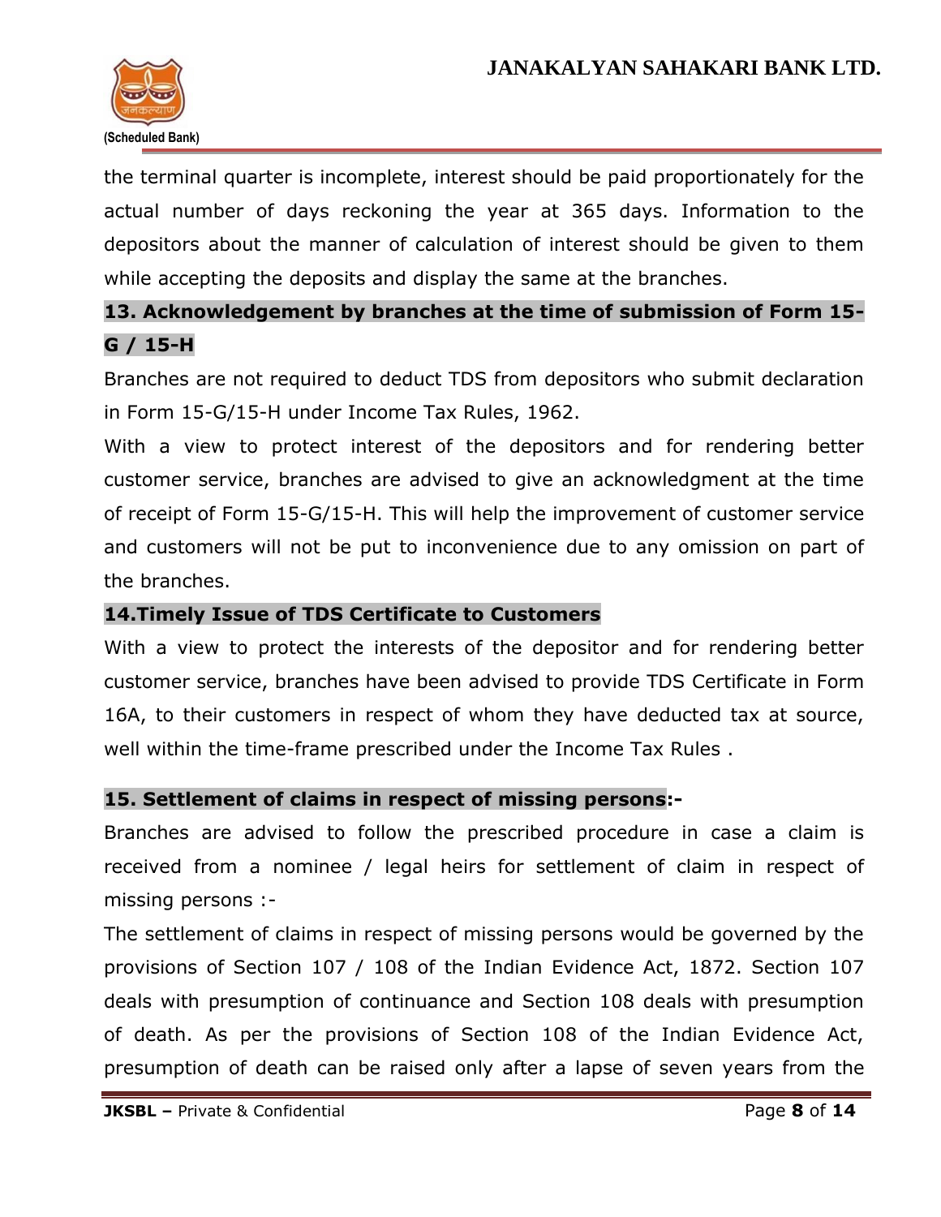the terminal quarter is incomplete, interest should be paid proportionately for the actual number of days reckoning the year at 365 days. Information to the depositors about the manner of calculation of interest should be given to them while accepting the deposits and display the same at the branches.

## 13. Acknowledgement by branches at the time of submission of Form 15-G / 15-H

Branches are not required to deduct TDS from depositors who submit declaration in Form 15-G/15-H under Income Tax Rules, 1962.

With a view to protect interest of the depositors and for rendering better customer service, branches are advised to give an acknowledgment at the time of receipt of Form 15-G/15-H. This will help the improvement of customer service and customers will not be put to inconvenience due to any omission on part of the branches.

## 14.Timely Issue of TDS Certificate to Customers

With a view to protect the interests of the depositor and for rendering better customer service, branches have been advised to provide TDS Certificate in Form 16A, to their customers in respect of whom they have deducted tax at source, well within the time-frame prescribed under the Income Tax Rules .

## 15. Settlement of claims in respect of missing persons:-

Branches are advised to follow the prescribed procedure in case a claim is received from a nominee / legal heirs for settlement of claim in respect of missing persons :-

The settlement of claims in respect of missing persons would be governed by the provisions of Section 107 / 108 of the Indian Evidence Act, 1872. Section 107 deals with presumption of continuance and Section 108 deals with presumption of death. As per the provisions of Section 108 of the Indian Evidence Act, presumption of death can be raised only after a lapse of seven years from the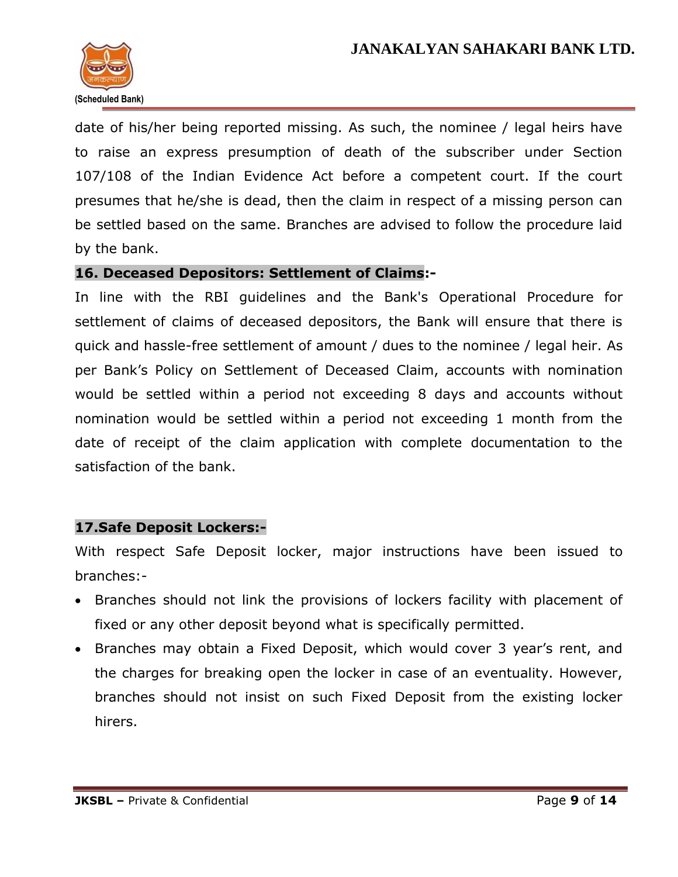date of his/her being reported missing. As such, the nominee / legal heirs have to raise an express presumption of death of the subscriber under Section 107/108 of the Indian Evidence Act before a competent court. If the court presumes that he/she is dead, then the claim in respect of a missing person can be settled based on the same. Branches are advised to follow the procedure laid by the bank.

## 16. Deceased Depositors: Settlement of Claims:-

In line with the RBI guidelines and the Bank's Operational Procedure for settlement of claims of deceased depositors, the Bank will ensure that there is quick and hassle-free settlement of amount / dues to the nominee / legal heir. As per Bank's Policy on Settlement of Deceased Claim, accounts with nomination would be settled within a period not exceeding 8 days and accounts without nomination would be settled within a period not exceeding 1 month from the date of receipt of the claim application with complete documentation to the satisfaction of the bank.

## 17.Safe Deposit Lockers:-

With respect Safe Deposit locker, major instructions have been issued to branches:-

- Branches should not link the provisions of lockers facility with placement of fixed or any other deposit beyond what is specifically permitted.
- Branches may obtain a Fixed Deposit, which would cover 3 year's rent, and the charges for breaking open the locker in case of an eventuality. However, branches should not insist on such Fixed Deposit from the existing locker hirers.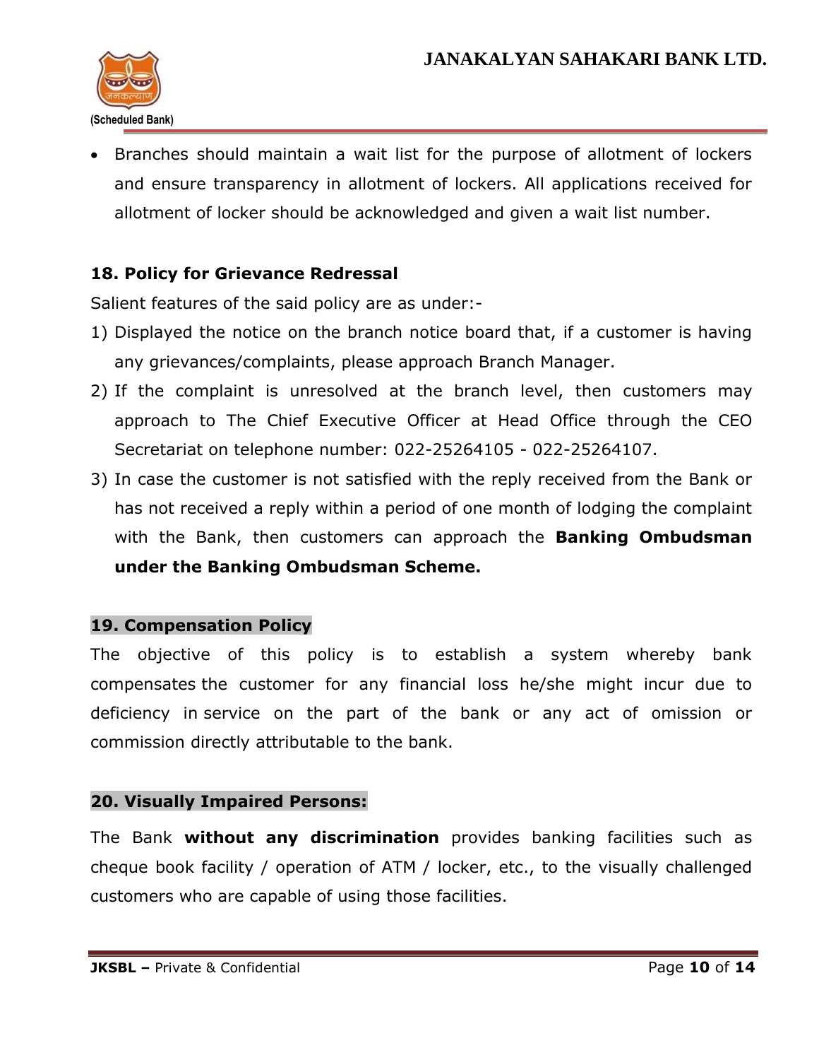- Branches should maintain a wait list for the purpose of allotment of lockers and ensure transparency in allotment of lockers. All applications received for allotment of locker should be acknowledged and given a wait list number.

## 18. Policy for Grievance Redressal

Salient features of the said policy are as under:-

1) Displayed the notice on the branch notice board that, if a customer is having any grievances/complaints, please approach Branch Manager.
2) If the complaint is unresolved at the branch level, then customers may approach to The Chief Executive Officer at Head Office through the CEO Secretariat on telephone number: 022-25264105 - 022-25264107.
3) In case the customer is not satisfied with the reply received from the Bank or has not received a reply within a period of one month of lodging the complaint with the Bank, then customers can approach the **Banking Ombudsman under the Banking Ombudsman Scheme.**

## 19. Compensation Policy

The objective of this policy is to establish a system whereby bank compensates the customer for any financial loss he/she might incur due to deficiency in service on the part of the bank or any act of omission or commission directly attributable to the bank.

## 20. Visually Impaired Persons:

The Bank **without any discrimination** provides banking facilities such as cheque book facility / operation of ATM / locker, etc., to the visually challenged customers who are capable of using those facilities.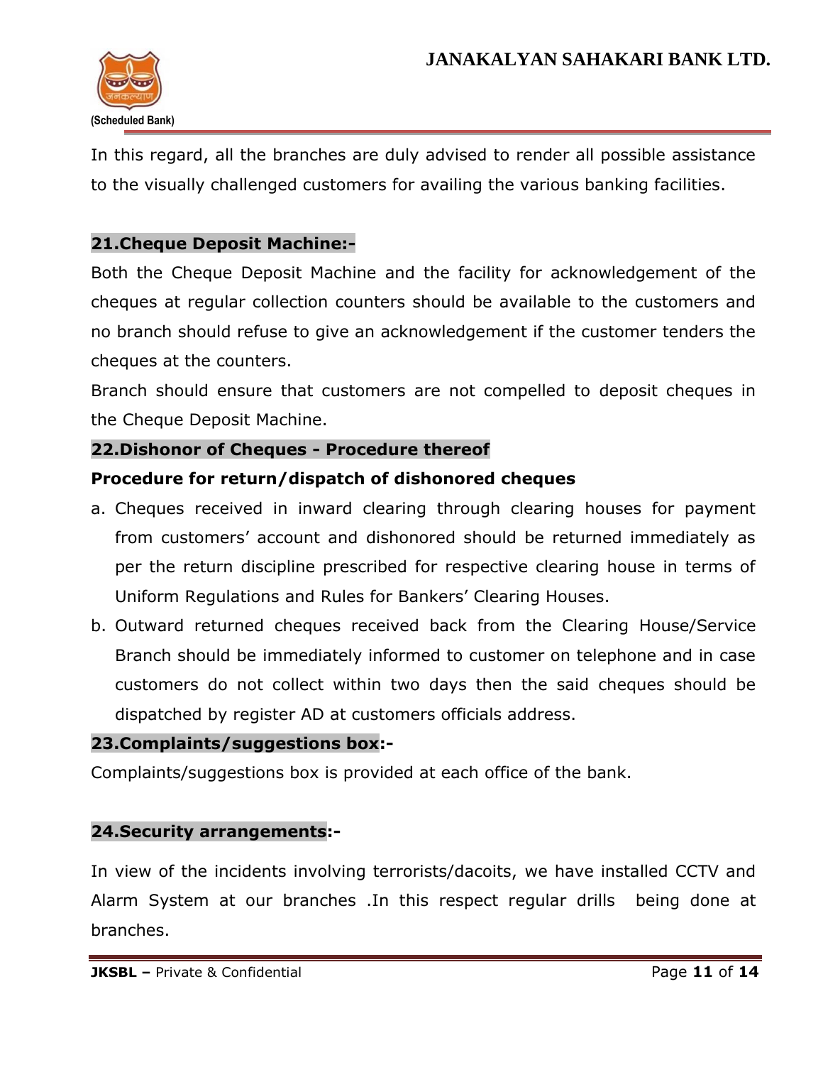In this regard, all the branches are duly advised to render all possible assistance to the visually challenged customers for availing the various banking facilities.

## 21.Cheque Deposit Machine:-

Both the Cheque Deposit Machine and the facility for acknowledgement of the cheques at regular collection counters should be available to the customers and no branch should refuse to give an acknowledgement if the customer tenders the cheques at the counters.

Branch should ensure that customers are not compelled to deposit cheques in the Cheque Deposit Machine.

## 22.Dishonor of Cheques - Procedure thereof

**Procedure for return/dispatch of dishonored cheques**

a. Cheques received in inward clearing through clearing houses for payment from customers' account and dishonored should be returned immediately as per the return discipline prescribed for respective clearing house in terms of Uniform Regulations and Rules for Bankers' Clearing Houses.
b. Outward returned cheques received back from the Clearing House/Service Branch should be immediately informed to customer on telephone and in case customers do not collect within two days then the said cheques should be dispatched by register AD at customers officials address.

## 23.Complaints/suggestions box:-

Complaints/suggestions box is provided at each office of the bank.

## 24.Security arrangements:-

In view of the incidents involving terrorists/dacoits, we have installed CCTV and Alarm System at our branches .In this respect regular drills being done at branches.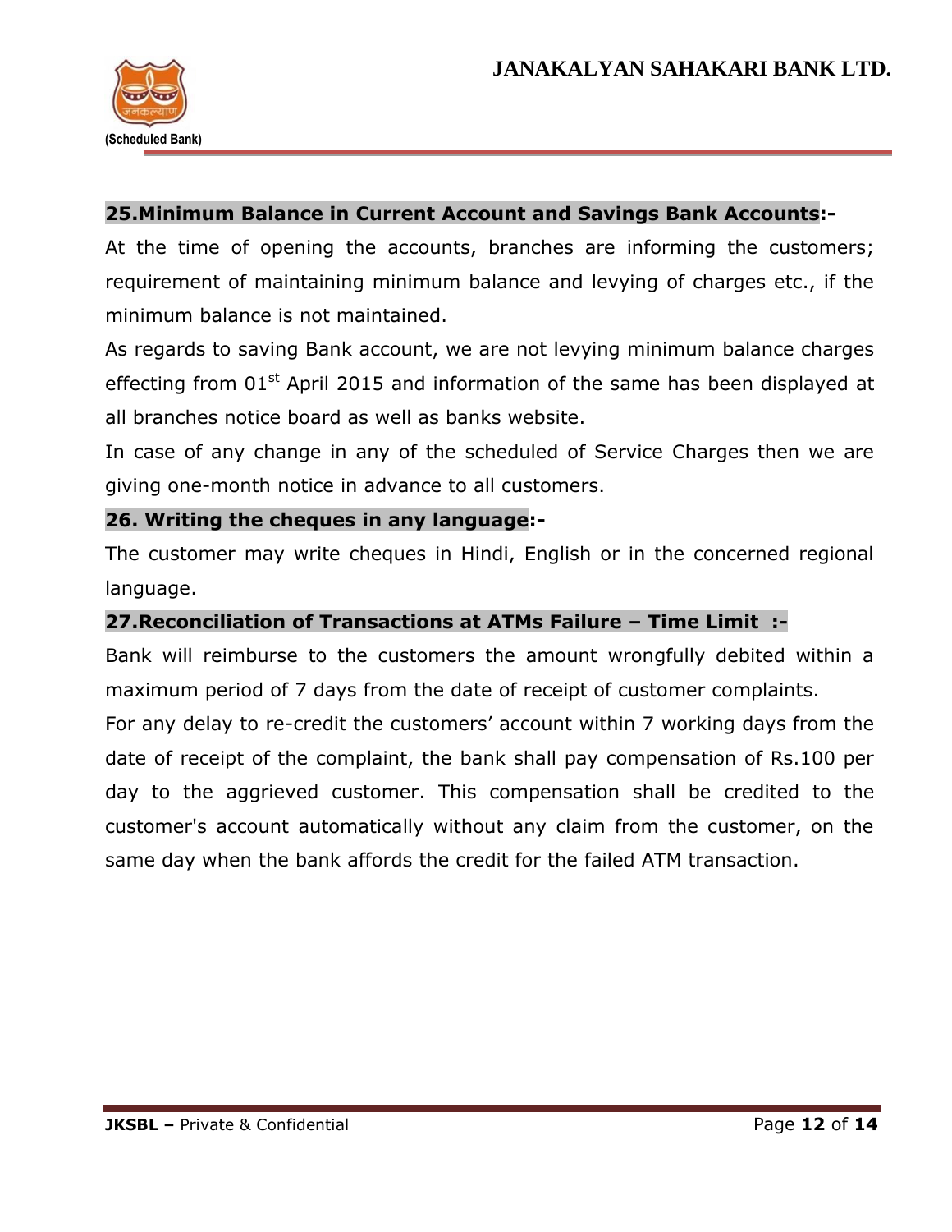## 25.Minimum Balance in Current Account and Savings Bank Accounts:-

At the time of opening the accounts, branches are informing the customers; requirement of maintaining minimum balance and levying of charges etc., if the minimum balance is not maintained.

As regards to saving Bank account, we are not levying minimum balance charges effecting from 01st April 2015 and information of the same has been displayed at all branches notice board as well as banks website.

In case of any change in any of the scheduled of Service Charges then we are giving one-month notice in advance to all customers.

## 26. Writing the cheques in any language:-

The customer may write cheques in Hindi, English or in the concerned regional language.

## 27.Reconciliation of Transactions at ATMs Failure – Time Limit :-

Bank will reimburse to the customers the amount wrongfully debited within a maximum period of 7 days from the date of receipt of customer complaints.

For any delay to re-credit the customers' account within 7 working days from the date of receipt of the complaint, the bank shall pay compensation of Rs.100 per day to the aggrieved customer. This compensation shall be credited to the customer's account automatically without any claim from the customer, on the same day when the bank affords the credit for the failed ATM transaction.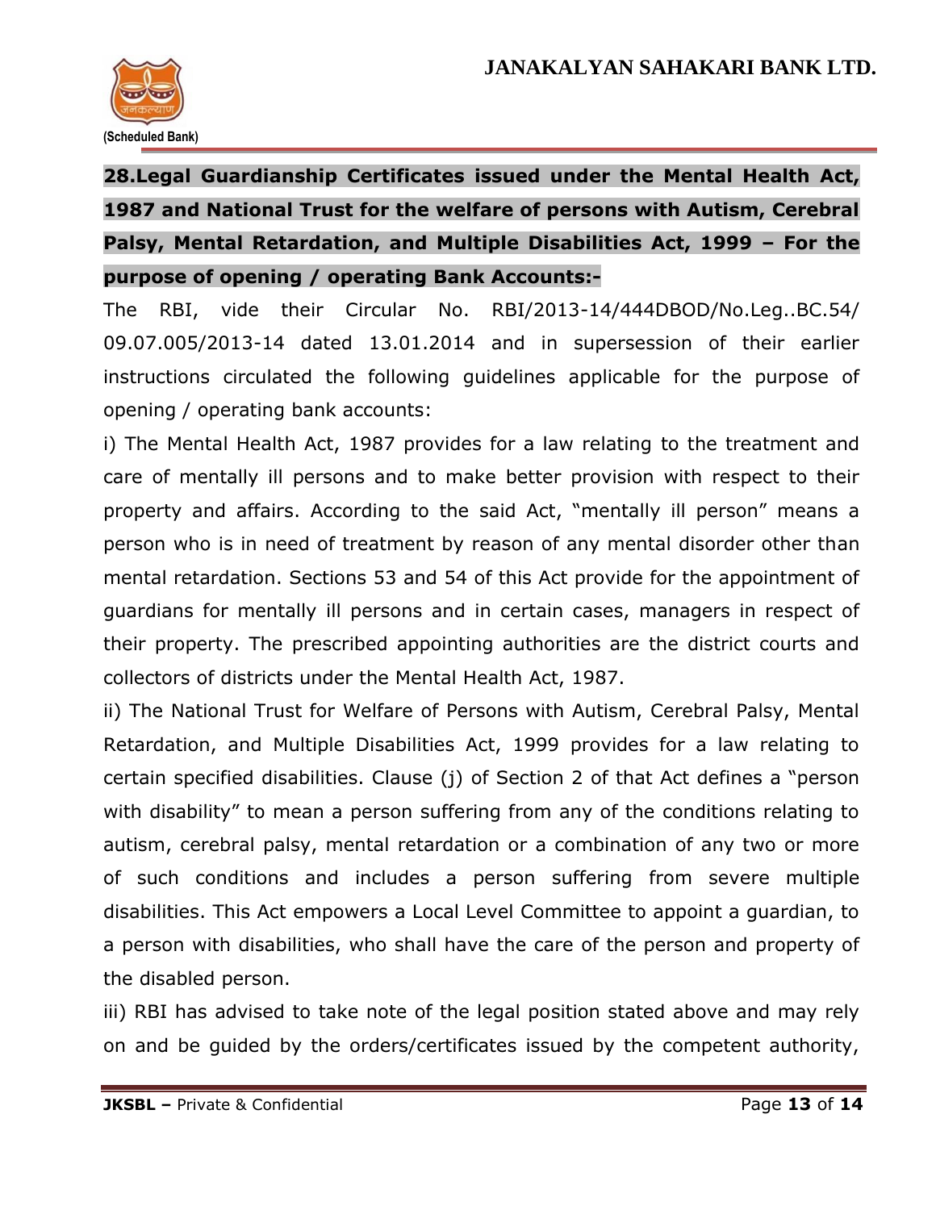**28.Legal Guardianship Certificates issued under the Mental Health Act, 1987 and National Trust for the welfare of persons with Autism, Cerebral Palsy, Mental Retardation, and Multiple Disabilities Act, 1999 – For the purpose of opening / operating Bank Accounts:-**

The RBI, vide their Circular No. RBI/2013-14/444DBOD/No.Leg..BC.54/ 09.07.005/2013-14 dated 13.01.2014 and in supersession of their earlier instructions circulated the following guidelines applicable for the purpose of opening / operating bank accounts:

i) The Mental Health Act, 1987 provides for a law relating to the treatment and care of mentally ill persons and to make better provision with respect to their property and affairs. According to the said Act, "mentally ill person" means a person who is in need of treatment by reason of any mental disorder other than mental retardation. Sections 53 and 54 of this Act provide for the appointment of guardians for mentally ill persons and in certain cases, managers in respect of their property. The prescribed appointing authorities are the district courts and collectors of districts under the Mental Health Act, 1987.

ii) The National Trust for Welfare of Persons with Autism, Cerebral Palsy, Mental Retardation, and Multiple Disabilities Act, 1999 provides for a law relating to certain specified disabilities. Clause (j) of Section 2 of that Act defines a "person with disability" to mean a person suffering from any of the conditions relating to autism, cerebral palsy, mental retardation or a combination of any two or more of such conditions and includes a person suffering from severe multiple disabilities. This Act empowers a Local Level Committee to appoint a guardian, to a person with disabilities, who shall have the care of the person and property of the disabled person.

iii) RBI has advised to take note of the legal position stated above and may rely on and be guided by the orders/certificates issued by the competent authority,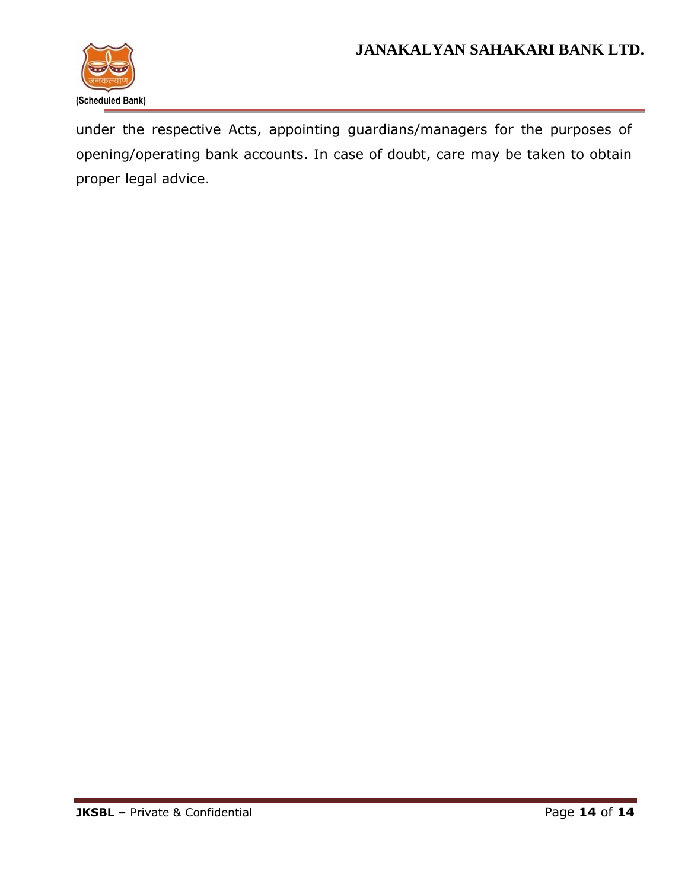under the respective Acts, appointing guardians/managers for the purposes of opening/operating bank accounts. In case of doubt, care may be taken to obtain proper legal advice.